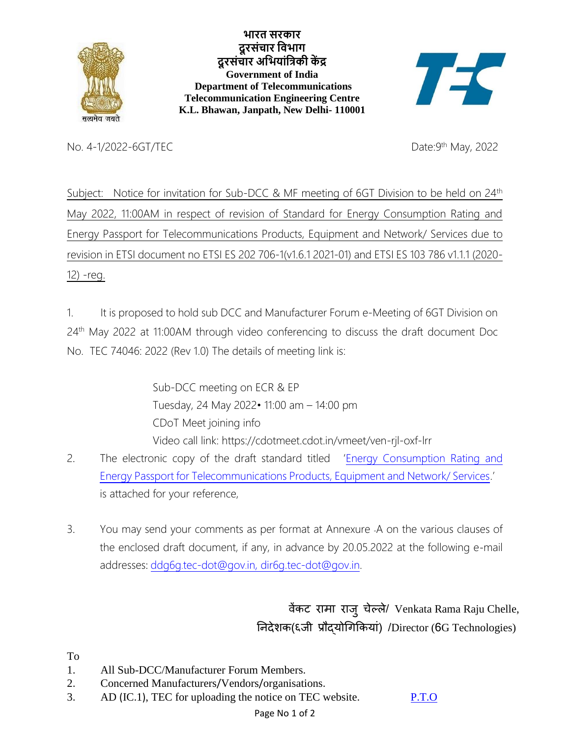**भारत सरकार**
**दूरसंचार विभाग**
**दूरसंचार अभियांत्रिकी केंद्र**
**Government of India**
**Department of Telecommunications**
**Telecommunication Engineering Centre**
**K.L. Bhawan, Janpath, New Delhi- 110001**

सत्यमेव जयते

No. 4-1/2022-6GT/TEC

Date:9th May, 2022

Subject: Notice for invitation for Sub-DCC & MF meeting of 6GT Division to be held on 24th May 2022, 11:00AM in respect of revision of Standard for Energy Consumption Rating and Energy Passport for Telecommunications Products, Equipment and Network/ Services due to revision in ETSI document no ETSI ES 202 706-1(v1.6.1 2021-01) and ETSI ES 103 786 v1.1.1 (2020-12) -reg.

1. It is proposed to hold sub DCC and Manufacturer Forum e-Meeting of 6GT Division on 24th May 2022 at 11:00AM through video conferencing to discuss the draft document Doc No. TEC 74046: 2022 (Rev 1.0) The details of meeting link is:

   Sub-DCC meeting on ECR & EP
   Tuesday, 24 May 2022• 11:00 am – 14:00 pm
   CDoT Meet joining info
   Video call link: https://cdotmeet.cdot.in/vmeet/ven-rjl-oxf-lrr

2. The electronic copy of the draft standard titled 'Energy Consumption Rating and Energy Passport for Telecommunications Products, Equipment and Network/ Services.' is attached for your reference,

3. You may send your comments as per format at Annexure -A on the various clauses of the enclosed draft document, if any, in advance by 20.05.2022 at the following e-mail addresses: ddg6g.tec-dot@gov.in, dir6g.tec-dot@gov.in.

वेंकट रामा राजु चेल्ले/ Venkata Rama Raju Chelle,
निदेशक(6जी प्रौद्योगिकियां) /Director (6G Technologies)

To

1. All Sub-DCC/Manufacturer Forum Members.
2. Concerned Manufacturers/Vendors/organisations.
3. AD (IC.1), TEC for uploading the notice on TEC website.

P.T.O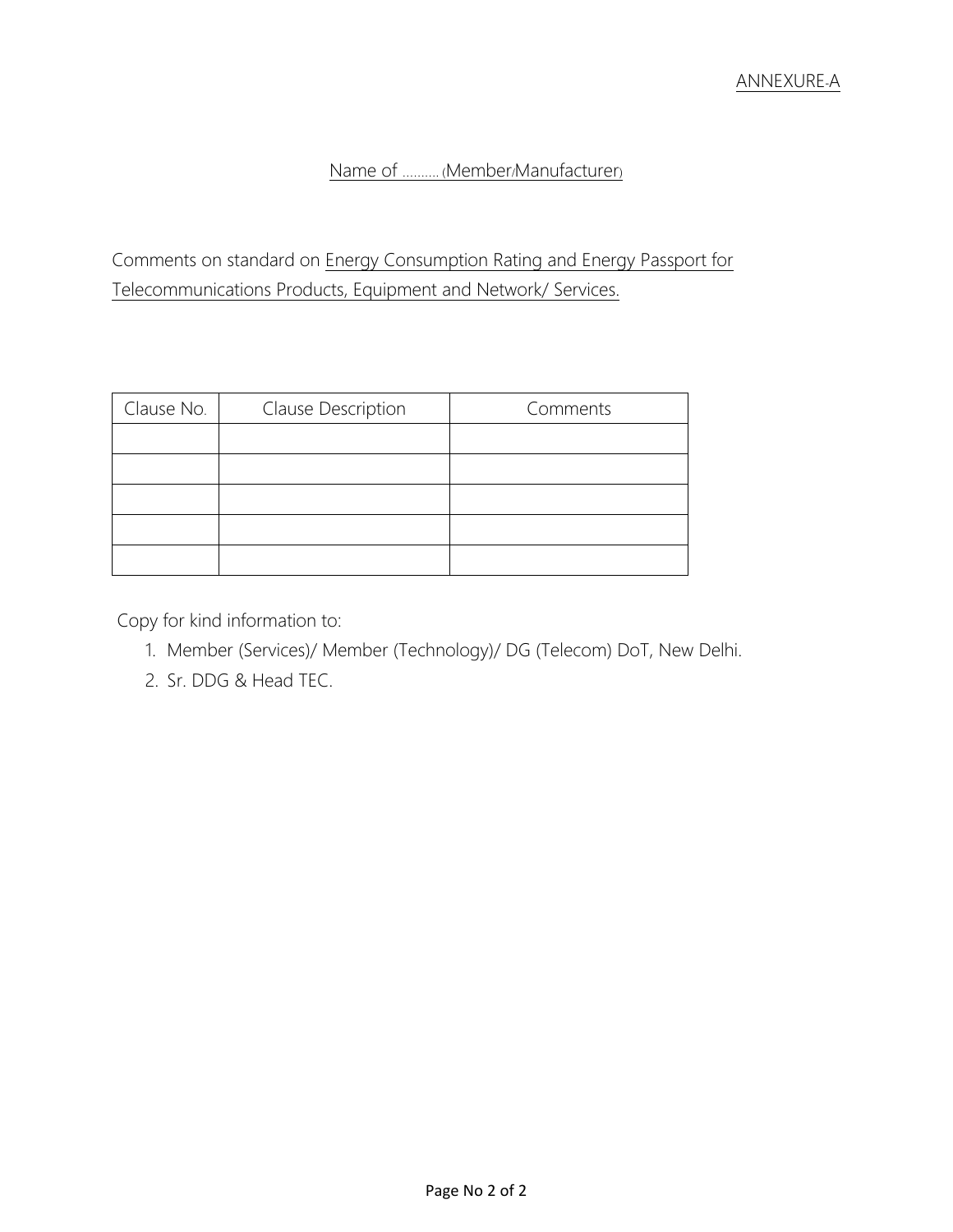ANNEXURE-A

Name of .......... (Member/Manufacturer)

Comments on standard on Energy Consumption Rating and Energy Passport for Telecommunications Products, Equipment and Network/ Services.

| Clause No. | Clause Description | Comments |
| --- | --- | --- |
| | | |
| | | |
| | | |
| | | |
| | | |

Copy for kind information to:

1. Member (Services)/ Member (Technology)/ DG (Telecom) DoT, New Delhi.
2. Sr. DDG & Head TEC.